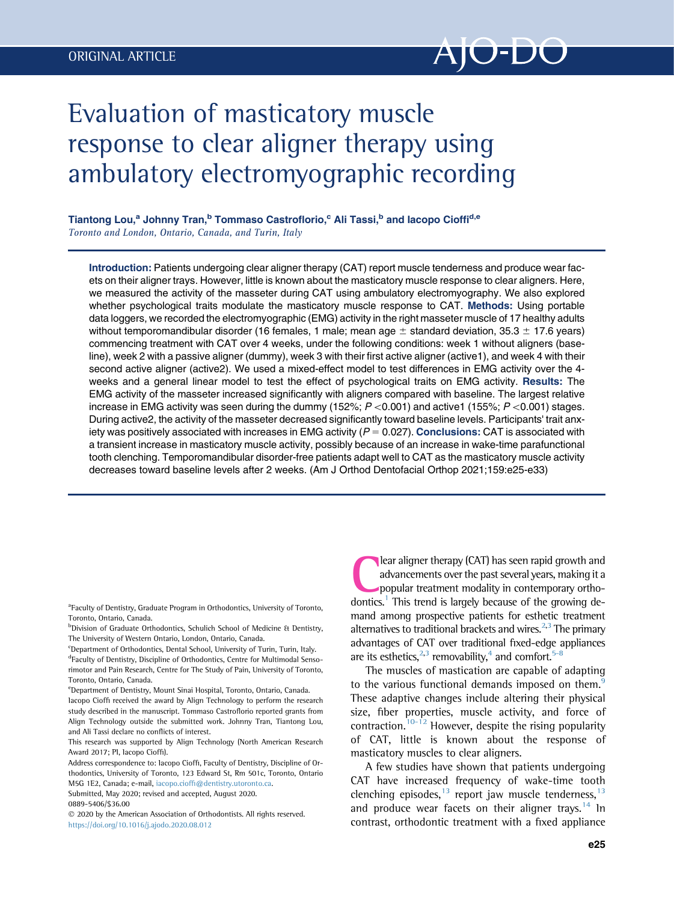ORIGINAL ARTICLE

# Evaluation of masticatory muscle response to clear aligner therapy using ambulatory electromyographic recording

**Tiantong Lou,[a] Johnny Tran,[b] Tommaso Castroflorio,[c] Ali Tassi,[b] and Iacopo Cioffi[d,e]**
*Toronto and London, Ontario, Canada, and Turin, Italy*

**Introduction:** Patients undergoing clear aligner therapy (CAT) report muscle tenderness and produce wear facets on their aligner trays. However, little is known about the masticatory muscle response to clear aligners. Here, we measured the activity of the masseter during CAT using ambulatory electromyography. We also explored whether psychological traits modulate the masticatory muscle response to CAT. **Methods:** Using portable data loggers, we recorded the electromyographic (EMG) activity in the right masseter muscle of 17 healthy adults without temporomandibular disorder (16 females, 1 male; mean age ± standard deviation, 35.3 ± 17.6 years) commencing treatment with CAT over 4 weeks, under the following conditions: week 1 without aligners (baseline), week 2 with a passive aligner (dummy), week 3 with their first active aligner (active1), and week 4 with their second active aligner (active2). We used a mixed-effect model to test differences in EMG activity over the 4-weeks and a general linear model to test the effect of psychological traits on EMG activity. **Results:** The EMG activity of the masseter increased significantly with aligners compared with baseline. The largest relative increase in EMG activity was seen during the dummy (152%; $P < 0.001$) and active1 (155%; $P < 0.001$) stages. During active2, the activity of the masseter decreased significantly toward baseline levels. Participants' trait anxiety was positively associated with increases in EMG activity ($P = 0.027$). **Conclusions:** CAT is associated with a transient increase in masticatory muscle activity, possibly because of an increase in wake-time parafunctional tooth clenching. Temporomandibular disorder-free patients adapt well to CAT as the masticatory muscle activity decreases toward baseline levels after 2 weeks. (Am J Orthod Dentofacial Orthop 2021;159:e25-e33)

Clear aligner therapy (CAT) has seen rapid growth and advancements over the past several years, making it a popular treatment modality in contemporary orthodontics.[1] This trend is largely because of the growing demand among prospective patients for esthetic treatment alternatives to traditional brackets and wires.[2,3] The primary advantages of CAT over traditional fixed-edge appliances are its esthetics,[2,3] removability,[4] and comfort.[5-8]

The muscles of mastication are capable of adapting to the various functional demands imposed on them.[9] These adaptive changes include altering their physical size, fiber properties, muscle activity, and force of contraction.[10-12] However, despite the rising popularity of CAT, little is known about the response of masticatory muscles to clear aligners.

A few studies have shown that patients undergoing CAT have increased frequency of wake-time tooth clenching episodes,[13] report jaw muscle tenderness,[13] and produce wear facets on their aligner trays.[14] In contrast, orthodontic treatment with a fixed appliance

[a]Faculty of Dentistry, Graduate Program in Orthodontics, University of Toronto, Toronto, Ontario, Canada.
[b]Division of Graduate Orthodontics, Schulich School of Medicine & Dentistry, The University of Western Ontario, London, Ontario, Canada.
[c]Department of Orthodontics, Dental School, University of Turin, Turin, Italy.
[d]Faculty of Dentistry, Discipline of Orthodontics, Centre for Multimodal Sensorimotor and Pain Research, Centre for The Study of Pain, University of Toronto, Toronto, Ontario, Canada.
[e]Department of Dentistry, Mount Sinai Hospital, Toronto, Ontario, Canada.
Iacopo Cioffi received the award by Align Technology to perform the research study described in the manuscript. Tommaso Castroflorio reported grants from Align Technology outside the submitted work. Johnny Tran, Tiantong Lou, and Ali Tassi declare no conflicts of interest.
This research was supported by Align Technology (North American Research Award 2017; PI, Iacopo Cioffi).
Address correspondence to: Iacopo Cioffi, Faculty of Dentistry, Discipline of Orthodontics, University of Toronto, 123 Edward St, Rm 501c, Toronto, Ontario M5G 1E2, Canada; e-mail, iacopo.cioffi@dentistry.utoronto.ca.
Submitted, May 2020; revised and accepted, August 2020.
0889-5406/$36.00
© 2020 by the American Association of Orthodontists. All rights reserved.
https://doi.org/10.1016/j.ajodo.2020.08.012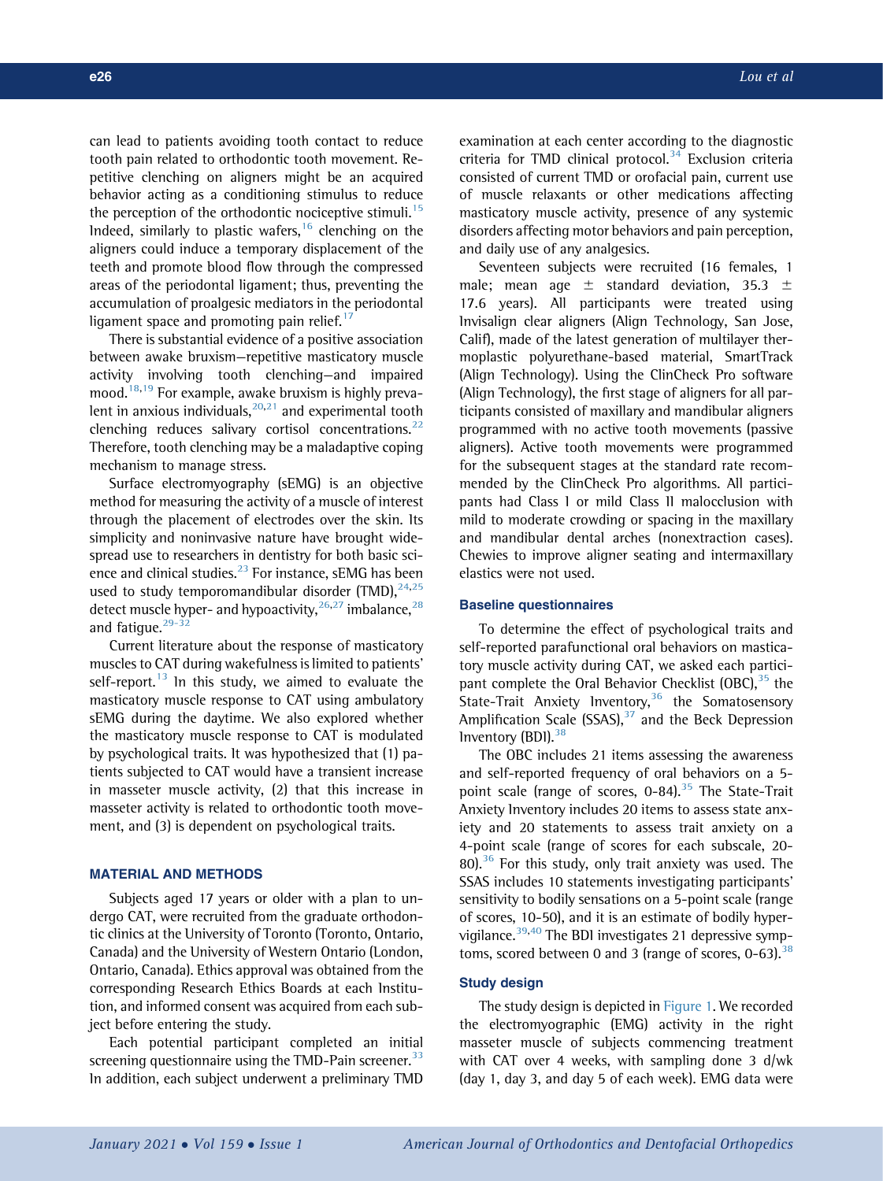can lead to patients avoiding tooth contact to reduce tooth pain related to orthodontic tooth movement. Repetitive clenching on aligners might be an acquired behavior acting as a conditioning stimulus to reduce the perception of the orthodontic nociceptive stimuli.[15] Indeed, similarly to plastic wafers,[16] clenching on the aligners could induce a temporary displacement of the teeth and promote blood flow through the compressed areas of the periodontal ligament; thus, preventing the accumulation of proalgesic mediators in the periodontal ligament space and promoting pain relief.[17]

There is substantial evidence of a positive association between awake bruxism—repetitive masticatory muscle activity involving tooth clenching—and impaired mood.[18,19] For example, awake bruxism is highly prevalent in anxious individuals,[20,21] and experimental tooth clenching reduces salivary cortisol concentrations.[22] Therefore, tooth clenching may be a maladaptive coping mechanism to manage stress.

Surface electromyography (sEMG) is an objective method for measuring the activity of a muscle of interest through the placement of electrodes over the skin. Its simplicity and noninvasive nature have brought widespread use to researchers in dentistry for both basic science and clinical studies.[23] For instance, sEMG has been used to study temporomandibular disorder (TMD),[24,25] detect muscle hyper- and hypoactivity,[26,27] imbalance,[28] and fatigue.[29-32]

Current literature about the response of masticatory muscles to CAT during wakefulness is limited to patients' self-report.[13] In this study, we aimed to evaluate the masticatory muscle response to CAT using ambulatory sEMG during the daytime. We also explored whether the masticatory muscle response to CAT is modulated by psychological traits. It was hypothesized that (1) patients subjected to CAT would have a transient increase in masseter muscle activity, (2) that this increase in masseter activity is related to orthodontic tooth movement, and (3) is dependent on psychological traits.

## MATERIAL AND METHODS

Subjects aged 17 years or older with a plan to undergo CAT, were recruited from the graduate orthodontic clinics at the University of Toronto (Toronto, Ontario, Canada) and the University of Western Ontario (London, Ontario, Canada). Ethics approval was obtained from the corresponding Research Ethics Boards at each Institution, and informed consent was acquired from each subject before entering the study.

Each potential participant completed an initial screening questionnaire using the TMD-Pain screener.[33] In addition, each subject underwent a preliminary TMD examination at each center according to the diagnostic criteria for TMD clinical protocol.[34] Exclusion criteria consisted of current TMD or orofacial pain, current use of muscle relaxants or other medications affecting masticatory muscle activity, presence of any systemic disorders affecting motor behaviors and pain perception, and daily use of any analgesics.

Seventeen subjects were recruited (16 females, 1 male; mean age $\pm$ standard deviation, 35.3 $\pm$ 17.6 years). All participants were treated using Invisalign clear aligners (Align Technology, San Jose, Calif), made of the latest generation of multilayer thermoplastic polyurethane-based material, SmartTrack (Align Technology). Using the ClinCheck Pro software (Align Technology), the first stage of aligners for all participants consisted of maxillary and mandibular aligners programmed with no active tooth movements (passive aligners). Active tooth movements were programmed for the subsequent stages at the standard rate recommended by the ClinCheck Pro algorithms. All participants had Class I or mild Class II malocclusion with mild to moderate crowding or spacing in the maxillary and mandibular dental arches (nonextraction cases). Chewies to improve aligner seating and intermaxillary elastics were not used.

### Baseline questionnaires

To determine the effect of psychological traits and self-reported parafunctional oral behaviors on masticatory muscle activity during CAT, we asked each participant complete the Oral Behavior Checklist (OBC),[35] the State-Trait Anxiety Inventory,[36] the Somatosensory Amplification Scale (SSAS),[37] and the Beck Depression Inventory (BDI).[38]

The OBC includes 21 items assessing the awareness and self-reported frequency of oral behaviors on a 5-point scale (range of scores, 0-84).[35] The State-Trait Anxiety Inventory includes 20 items to assess state anxiety and 20 statements to assess trait anxiety on a 4-point scale (range of scores for each subscale, 20-80).[36] For this study, only trait anxiety was used. The SSAS includes 10 statements investigating participants' sensitivity to bodily sensations on a 5-point scale (range of scores, 10-50), and it is an estimate of bodily hypervigilance.[39,40] The BDI investigates 21 depressive symptoms, scored between 0 and 3 (range of scores, 0-63).[38]

### Study design

The study design is depicted in Figure 1. We recorded the electromyographic (EMG) activity in the right masseter muscle of subjects commencing treatment with CAT over 4 weeks, with sampling done 3 d/wk (day 1, day 3, and day 5 of each week). EMG data were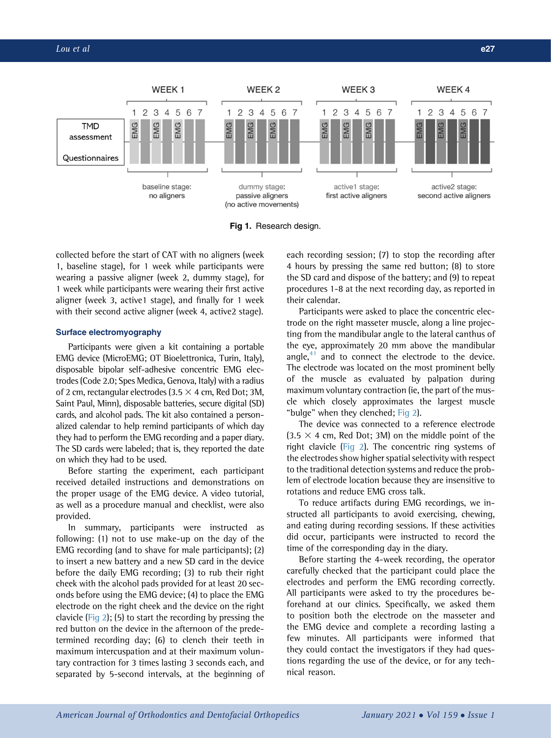Fig 1. Research design.

collected before the start of CAT with no aligners (week 1, baseline stage), for 1 week while participants were wearing a passive aligner (week 2, dummy stage), for 1 week while participants were wearing their first active aligner (week 3, active1 stage), and finally for 1 week with their second active aligner (week 4, active2 stage).

### Surface electromyography

Participants were given a kit containing a portable EMG device (MicroEMG; OT Bioelettronica, Turin, Italy), disposable bipolar self-adhesive concentric EMG electrodes (Code 2.0; Spes Medica, Genova, Italy) with a radius of 2 cm, rectangular electrodes (3.5 × 4 cm, Red Dot; 3M, Saint Paul, Minn), disposable batteries, secure digital (SD) cards, and alcohol pads. The kit also contained a personalized calendar to help remind participants of which day they had to perform the EMG recording and a paper diary. The SD cards were labeled; that is, they reported the date on which they had to be used.

Before starting the experiment, each participant received detailed instructions and demonstrations on the proper usage of the EMG device. A video tutorial, as well as a procedure manual and checklist, were also provided.

In summary, participants were instructed as following: (1) not to use make-up on the day of the EMG recording (and to shave for male participants); (2) to insert a new battery and a new SD card in the device before the daily EMG recording; (3) to rub their right cheek with the alcohol pads provided for at least 20 seconds before using the EMG device; (4) to place the EMG electrode on the right cheek and the device on the right clavicle (Fig 2); (5) to start the recording by pressing the red button on the device in the afternoon of the predetermined recording day; (6) to clench their teeth in maximum intercuspation and at their maximum voluntary contraction for 3 times lasting 3 seconds each, and separated by 5-second intervals, at the beginning of each recording session; (7) to stop the recording after 4 hours by pressing the same red button; (8) to store the SD card and dispose of the battery; and (9) to repeat procedures 1-8 at the next recording day, as reported in their calendar.

Participants were asked to place the concentric electrode on the right masseter muscle, along a line projecting from the mandibular angle to the lateral canthus of the eye, approximately 20 mm above the mandibular angle,[41] and to connect the electrode to the device. The electrode was located on the most prominent belly of the muscle as evaluated by palpation during maximum voluntary contraction (ie, the part of the muscle which closely approximates the largest muscle "bulge" when they clenched; Fig 2).

The device was connected to a reference electrode (3.5 × 4 cm, Red Dot; 3M) on the middle point of the right clavicle (Fig 2). The concentric ring systems of the electrodes show higher spatial selectivity with respect to the traditional detection systems and reduce the problem of electrode location because they are insensitive to rotations and reduce EMG cross talk.

To reduce artifacts during EMG recordings, we instructed all participants to avoid exercising, chewing, and eating during recording sessions. If these activities did occur, participants were instructed to record the time of the corresponding day in the diary.

Before starting the 4-week recording, the operator carefully checked that the participant could place the electrodes and perform the EMG recording correctly. All participants were asked to try the procedures beforehand at our clinics. Specifically, we asked them to position both the electrode on the masseter and the EMG device and complete a recording lasting a few minutes. All participants were informed that they could contact the investigators if they had questions regarding the use of the device, or for any technical reason.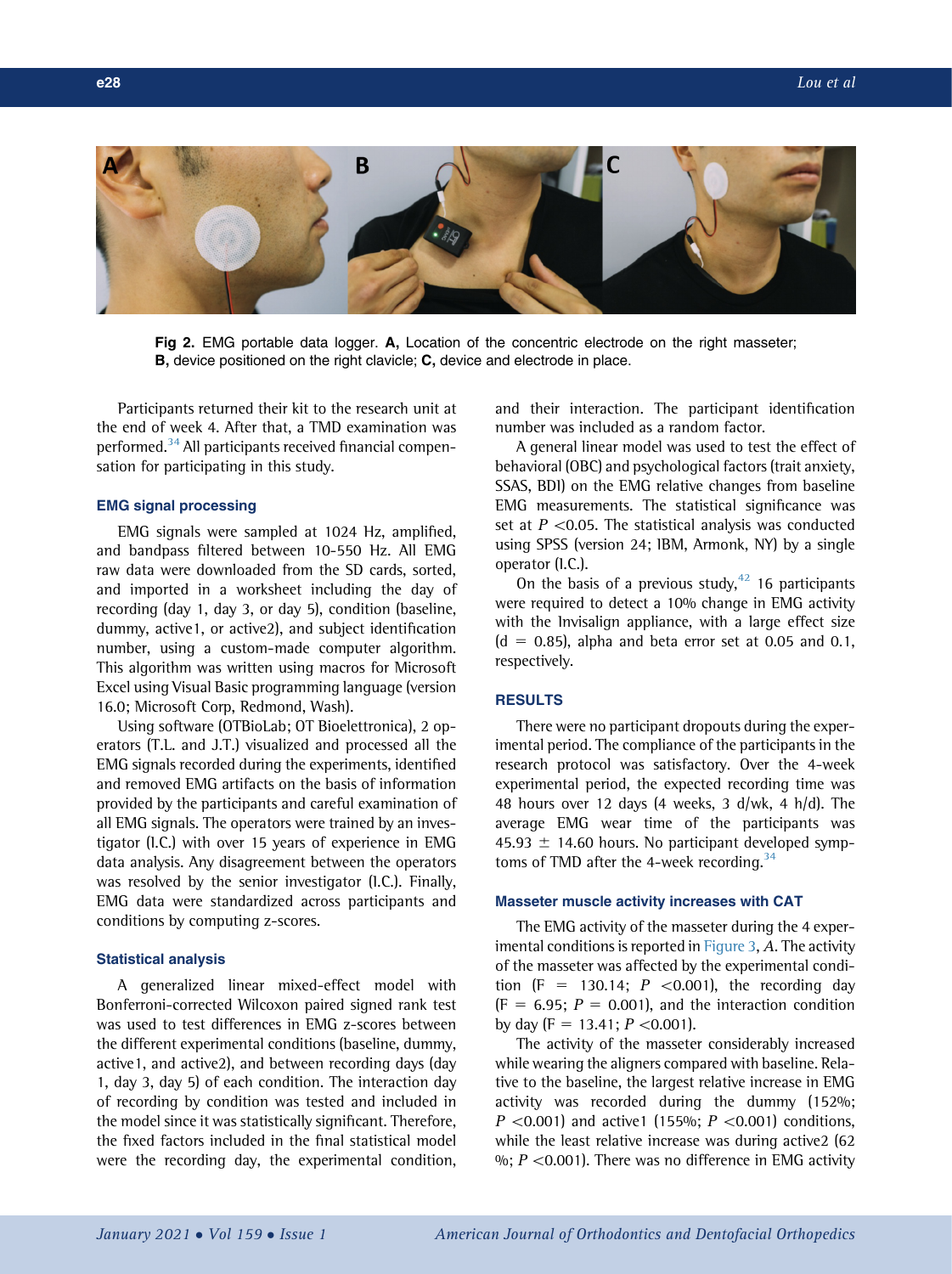Fig 2. EMG portable data logger. **A,** Location of the concentric electrode on the right masseter; **B,** device positioned on the right clavicle; **C,** device and electrode in place.

Participants returned their kit to the research unit at the end of week 4. After that, a TMD examination was performed.[34] All participants received financial compensation for participating in this study.

### EMG signal processing

EMG signals were sampled at 1024 Hz, amplified, and bandpass filtered between 10-550 Hz. All EMG raw data were downloaded from the SD cards, sorted, and imported in a worksheet including the day of recording (day 1, day 3, or day 5), condition (baseline, dummy, active1, or active2), and subject identification number, using a custom-made computer algorithm. This algorithm was written using macros for Microsoft Excel using Visual Basic programming language (version 16.0; Microsoft Corp, Redmond, Wash).

Using software (OTBioLab; OT Bioelettronica), 2 operators (T.L. and J.T.) visualized and processed all the EMG signals recorded during the experiments, identified and removed EMG artifacts on the basis of information provided by the participants and careful examination of all EMG signals. The operators were trained by an investigator (I.C.) with over 15 years of experience in EMG data analysis. Any disagreement between the operators was resolved by the senior investigator (I.C.). Finally, EMG data were standardized across participants and conditions by computing z-scores.

### Statistical analysis

A generalized linear mixed-effect model with Bonferroni-corrected Wilcoxon paired signed rank test was used to test differences in EMG z-scores between the different experimental conditions (baseline, dummy, active1, and active2), and between recording days (day 1, day 3, day 5) of each condition. The interaction day of recording by condition was tested and included in the model since it was statistically significant. Therefore, the fixed factors included in the final statistical model were the recording day, the experimental condition, and their interaction. The participant identification number was included as a random factor.

A general linear model was used to test the effect of behavioral (OBC) and psychological factors (trait anxiety, SSAS, BDI) on the EMG relative changes from baseline EMG measurements. The statistical significance was set at $P < 0.05$. The statistical analysis was conducted using SPSS (version 24; IBM, Armonk, NY) by a single operator (I.C.).

On the basis of a previous study,[42] 16 participants were required to detect a 10% change in EMG activity with the Invisalign appliance, with a large effect size ($d = 0.85$), alpha and beta error set at 0.05 and 0.1, respectively.

## RESULTS

There were no participant dropouts during the experimental period. The compliance of the participants in the research protocol was satisfactory. Over the 4-week experimental period, the expected recording time was 48 hours over 12 days (4 weeks, 3 d/wk, 4 h/d). The average EMG wear time of the participants was 45.93 ± 14.60 hours. No participant developed symptoms of TMD after the 4-week recording.[34]

### Masseter muscle activity increases with CAT

The EMG activity of the masseter during the 4 experimental conditions is reported in Figure 3, *A*. The activity of the masseter was affected by the experimental condition ($F = 130.14$; $P < 0.001$), the recording day ($F = 6.95$; $P = 0.001$), and the interaction condition by day ($F = 13.41$; $P < 0.001$).

The activity of the masseter considerably increased while wearing the aligners compared with baseline. Relative to the baseline, the largest relative increase in EMG activity was recorded during the dummy (152%; $P < 0.001$) and active1 (155%; $P < 0.001$) conditions, while the least relative increase was during active2 (62 %; $P < 0.001$). There was no difference in EMG activity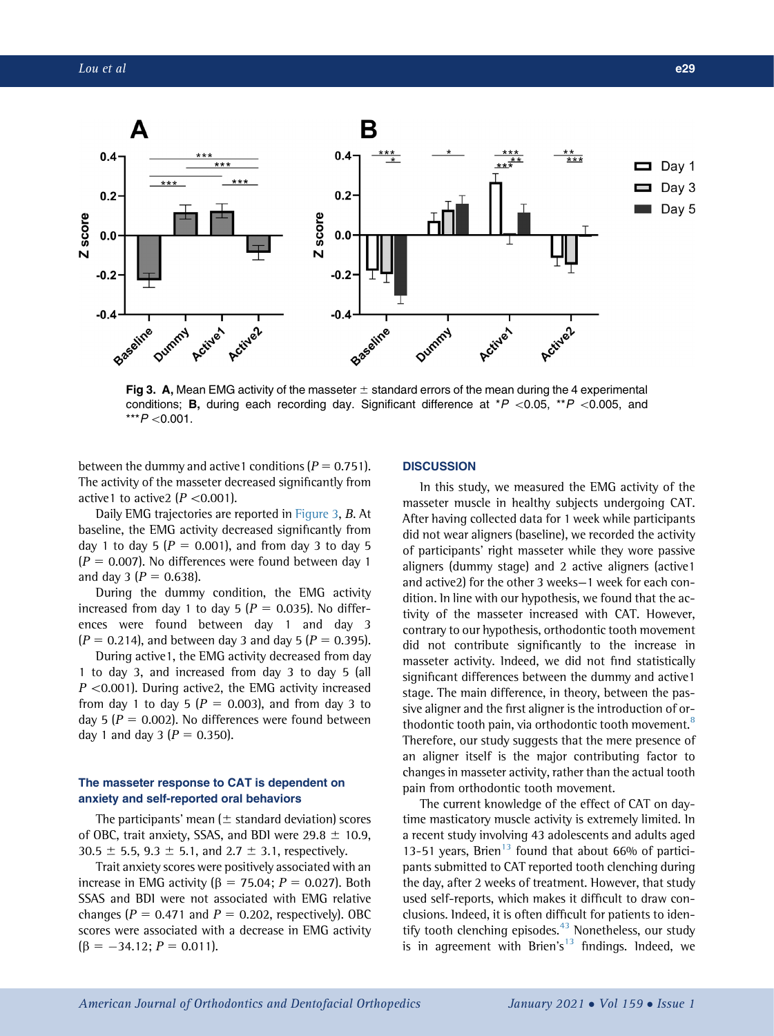Fig 3. **A,** Mean EMG activity of the masseter ± standard errors of the mean during the 4 experimental conditions; **B,** during each recording day. Significant difference at \*$P$ <0.05, \*\*$P$ <0.005, and \*\*\*$P$ <0.001.

between the dummy and active1 conditions ($P = 0.751$). The activity of the masseter decreased significantly from active1 to active2 ($P < 0.001$).

Daily EMG trajectories are reported in Figure 3, *B*. At baseline, the EMG activity decreased significantly from day 1 to day 5 ($P = 0.001$), and from day 3 to day 5 ($P = 0.007$). No differences were found between day 1 and day 3 ($P = 0.638$).

During the dummy condition, the EMG activity increased from day 1 to day 5 ($P = 0.035$). No differences were found between day 1 and day 3 ($P = 0.214$), and between day 3 and day 5 ($P = 0.395$).

During active1, the EMG activity decreased from day 1 to day 3, and increased from day 3 to day 5 (all $P < 0.001$). During active2, the EMG activity increased from day 1 to day 5 ($P = 0.003$), and from day 3 to day 5 ($P = 0.002$). No differences were found between day 1 and day 3 ($P = 0.350$).

### The masseter response to CAT is dependent on anxiety and self-reported oral behaviors

The participants' mean (± standard deviation) scores of OBC, trait anxiety, SSAS, and BDI were 29.8 ± 10.9, 30.5 ± 5.5, 9.3 ± 5.1, and 2.7 ± 3.1, respectively.

Trait anxiety scores were positively associated with an increase in EMG activity ($\beta = 75.04$; $P = 0.027$). Both SSAS and BDI were not associated with EMG relative changes ($P = 0.471$ and $P = 0.202$, respectively). OBC scores were associated with a decrease in EMG activity ($\beta = -34.12$; $P = 0.011$).

## DISCUSSION

In this study, we measured the EMG activity of the masseter muscle in healthy subjects undergoing CAT. After having collected data for 1 week while participants did not wear aligners (baseline), we recorded the activity of participants' right masseter while they wore passive aligners (dummy stage) and 2 active aligners (active1 and active2) for the other 3 weeks—1 week for each condition. In line with our hypothesis, we found that the activity of the masseter increased with CAT. However, contrary to our hypothesis, orthodontic tooth movement did not contribute significantly to the increase in masseter activity. Indeed, we did not find statistically significant differences between the dummy and active1 stage. The main difference, in theory, between the passive aligner and the first aligner is the introduction of orthodontic tooth pain, via orthodontic tooth movement.[8] Therefore, our study suggests that the mere presence of an aligner itself is the major contributing factor to changes in masseter activity, rather than the actual tooth pain from orthodontic tooth movement.

The current knowledge of the effect of CAT on daytime masticatory muscle activity is extremely limited. In a recent study involving 43 adolescents and adults aged 13-51 years, Brien[13] found that about 66% of participants submitted to CAT reported tooth clenching during the day, after 2 weeks of treatment. However, that study used self-reports, which makes it difficult to draw conclusions. Indeed, it is often difficult for patients to identify tooth clenching episodes.[43] Nonetheless, our study is in agreement with Brien's[13] findings. Indeed, we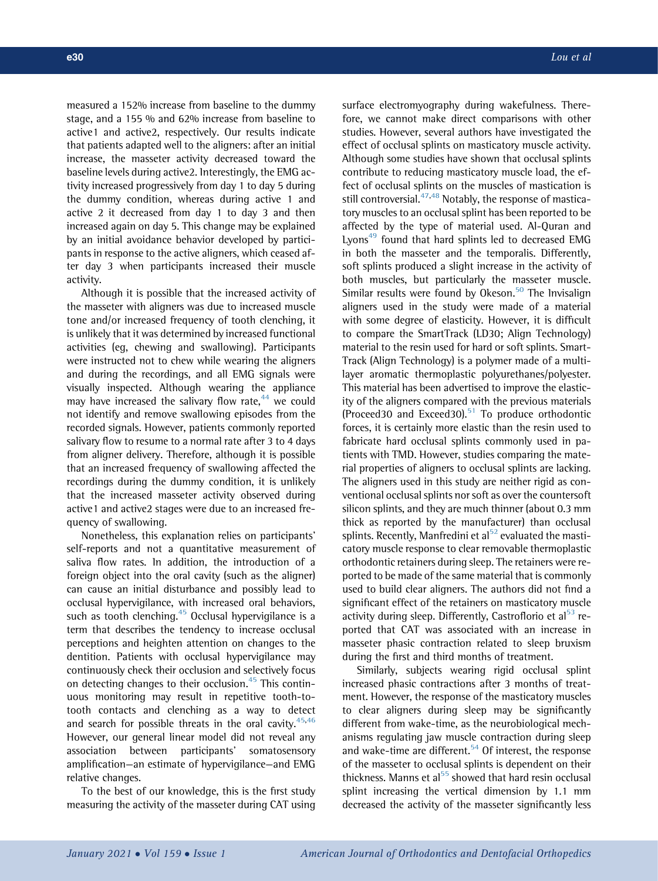measured a 152% increase from baseline to the dummy stage, and a 155 % and 62% increase from baseline to active1 and active2, respectively. Our results indicate that patients adapted well to the aligners: after an initial increase, the masseter activity decreased toward the baseline levels during active2. Interestingly, the EMG activity increased progressively from day 1 to day 5 during the dummy condition, whereas during active 1 and active 2 it decreased from day 1 to day 3 and then increased again on day 5. This change may be explained by an initial avoidance behavior developed by participants in response to the active aligners, which ceased after day 3 when participants increased their muscle activity.

Although it is possible that the increased activity of the masseter with aligners was due to increased muscle tone and/or increased frequency of tooth clenching, it is unlikely that it was determined by increased functional activities (eg, chewing and swallowing). Participants were instructed not to chew while wearing the aligners and during the recordings, and all EMG signals were visually inspected. Although wearing the appliance may have increased the salivary flow rate,[44] we could not identify and remove swallowing episodes from the recorded signals. However, patients commonly reported salivary flow to resume to a normal rate after 3 to 4 days from aligner delivery. Therefore, although it is possible that an increased frequency of swallowing affected the recordings during the dummy condition, it is unlikely that the increased masseter activity observed during active1 and active2 stages were due to an increased frequency of swallowing.

Nonetheless, this explanation relies on participants' self-reports and not a quantitative measurement of saliva flow rates. In addition, the introduction of a foreign object into the oral cavity (such as the aligner) can cause an initial disturbance and possibly lead to occlusal hypervigilance, with increased oral behaviors, such as tooth clenching.[45] Occlusal hypervigilance is a term that describes the tendency to increase occlusal perceptions and heighten attention on changes to the dentition. Patients with occlusal hypervigilance may continuously check their occlusion and selectively focus on detecting changes to their occlusion.[45] This continuous monitoring may result in repetitive tooth-to-tooth contacts and clenching as a way to detect and search for possible threats in the oral cavity.[45,46] However, our general linear model did not reveal any association between participants' somatosensory amplification—an estimate of hypervigilance—and EMG relative changes.

To the best of our knowledge, this is the first study measuring the activity of the masseter during CAT using surface electromyography during wakefulness. Therefore, we cannot make direct comparisons with other studies. However, several authors have investigated the effect of occlusal splints on masticatory muscle activity. Although some studies have shown that occlusal splints contribute to reducing masticatory muscle load, the effect of occlusal splints on the muscles of mastication is still controversial.[47,48] Notably, the response of masticatory muscles to an occlusal splint has been reported to be affected by the type of material used. Al-Quran and Lyons[49] found that hard splints led to decreased EMG in both the masseter and the temporalis. Differently, soft splints produced a slight increase in the activity of both muscles, but particularly the masseter muscle. Similar results were found by Okeson.[50] The Invisalign aligners used in the study were made of a material with some degree of elasticity. However, it is difficult to compare the SmartTrack (LD30; Align Technology) material to the resin used for hard or soft splints. SmartTrack (Align Technology) is a polymer made of a multilayer aromatic thermoplastic polyurethanes/polyester. This material has been advertised to improve the elasticity of the aligners compared with the previous materials (Proceed30 and Exceed30).[51] To produce orthodontic forces, it is certainly more elastic than the resin used to fabricate hard occlusal splints commonly used in patients with TMD. However, studies comparing the material properties of aligners to occlusal splints are lacking. The aligners used in this study are neither rigid as conventional occlusal splints nor soft as over the countersoft silicon splints, and they are much thinner (about 0.3 mm thick as reported by the manufacturer) than occlusal splints. Recently, Manfredini et al[52] evaluated the masticatory muscle response to clear removable thermoplastic orthodontic retainers during sleep. The retainers were reported to be made of the same material that is commonly used to build clear aligners. The authors did not find a significant effect of the retainers on masticatory muscle activity during sleep. Differently, Castroflorio et al[53] reported that CAT was associated with an increase in masseter phasic contraction related to sleep bruxism during the first and third months of treatment.

Similarly, subjects wearing rigid occlusal splint increased phasic contractions after 3 months of treatment. However, the response of the masticatory muscles to clear aligners during sleep may be significantly different from wake-time, as the neurobiological mechanisms regulating jaw muscle contraction during sleep and wake-time are different.[54] Of interest, the response of the masseter to occlusal splints is dependent on their thickness. Manns et al[55] showed that hard resin occlusal splint increasing the vertical dimension by 1.1 mm decreased the activity of the masseter significantly less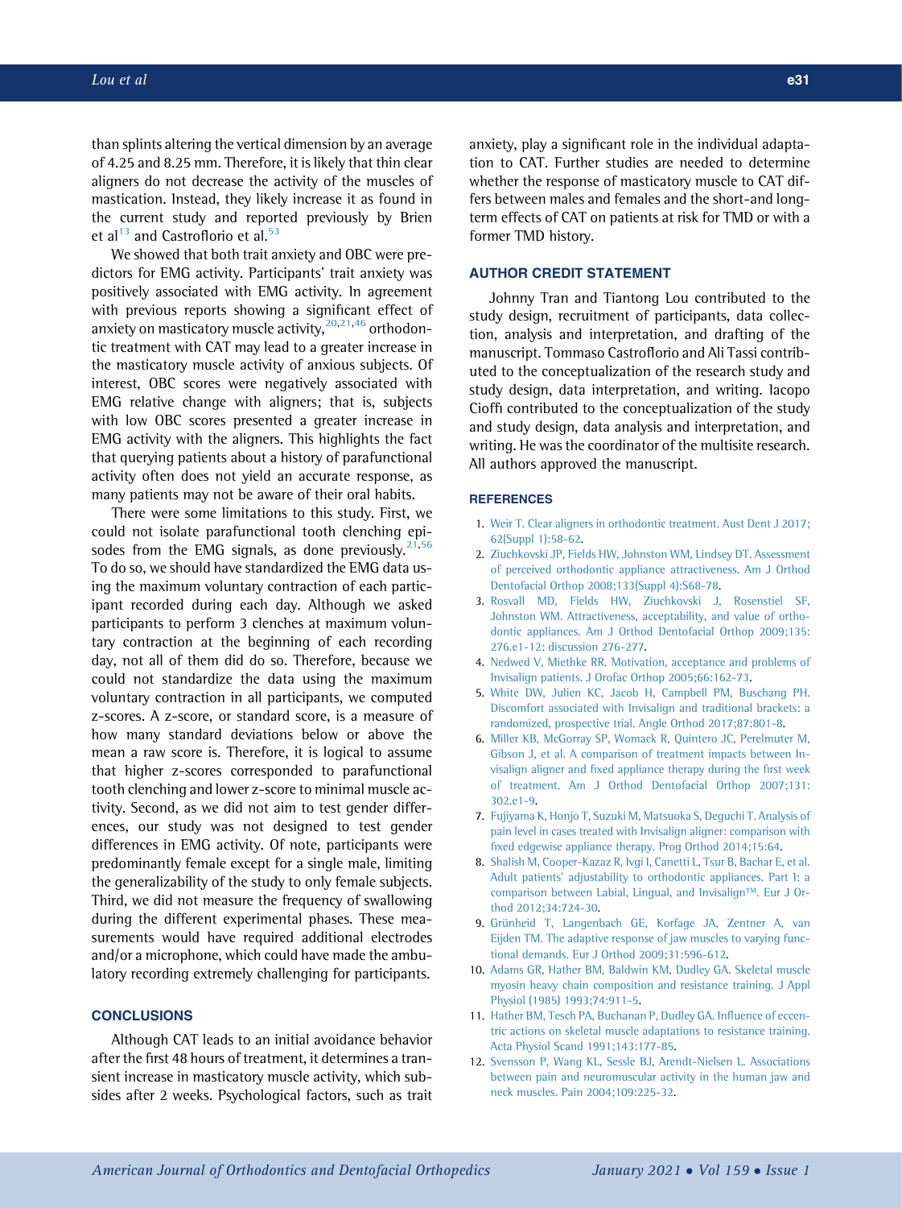than splints altering the vertical dimension by an average of 4.25 and 8.25 mm. Therefore, it is likely that thin clear aligners do not decrease the activity of the muscles of mastication. Instead, they likely increase it as found in the current study and reported previously by Brien et al[13] and Castroflorio et al.[53]

We showed that both trait anxiety and OBC were predictors for EMG activity. Participants' trait anxiety was positively associated with EMG activity. In agreement with previous reports showing a significant effect of anxiety on masticatory muscle activity,[20,21,46] orthodontic treatment with CAT may lead to a greater increase in the masticatory muscle activity of anxious subjects. Of interest, OBC scores were negatively associated with EMG relative change with aligners; that is, subjects with low OBC scores presented a greater increase in EMG activity with the aligners. This highlights the fact that querying patients about a history of parafunctional activity often does not yield an accurate response, as many patients may not be aware of their oral habits.

There were some limitations to this study. First, we could not isolate parafunctional tooth clenching episodes from the EMG signals, as done previously.[21,56] To do so, we should have standardized the EMG data using the maximum voluntary contraction of each participant recorded during each day. Although we asked participants to perform 3 clenches at maximum voluntary contraction at the beginning of each recording day, not all of them did do so. Therefore, because we could not standardize the data using the maximum voluntary contraction in all participants, we computed z-scores. A z-score, or standard score, is a measure of how many standard deviations below or above the mean a raw score is. Therefore, it is logical to assume that higher z-scores corresponded to parafunctional tooth clenching and lower z-score to minimal muscle activity. Second, as we did not aim to test gender differences, our study was not designed to test gender differences in EMG activity. Of note, participants were predominantly female except for a single male, limiting the generalizability of the study to only female subjects. Third, we did not measure the frequency of swallowing during the different experimental phases. These measurements would have required additional electrodes and/or a microphone, which could have made the ambulatory recording extremely challenging for participants.

## CONCLUSIONS

Although CAT leads to an initial avoidance behavior after the first 48 hours of treatment, it determines a transient increase in masticatory muscle activity, which subsides after 2 weeks. Psychological factors, such as trait anxiety, play a significant role in the individual adaptation to CAT. Further studies are needed to determine whether the response of masticatory muscle to CAT differs between males and females and the short-and long-term effects of CAT on patients at risk for TMD or with a former TMD history.

## AUTHOR CREDIT STATEMENT

Johnny Tran and Tiantong Lou contributed to the study design, recruitment of participants, data collection, analysis and interpretation, and drafting of the manuscript. Tommaso Castroflorio and Ali Tassi contributed to the conceptualization of the research study and study design, data interpretation, and writing. Iacopo Cioffi contributed to the conceptualization of the study and study design, data analysis and interpretation, and writing. He was the coordinator of the multisite research. All authors approved the manuscript.

## REFERENCES

1. Weir T. Clear aligners in orthodontic treatment. Aust Dent J 2017;62(Suppl 1):58-62.
2. Ziuchkovski JP, Fields HW, Johnston WM, Lindsey DT. Assessment of perceived orthodontic appliance attractiveness. Am J Orthod Dentofacial Orthop 2008;133(Suppl 4):S68-78.
3. Rosvall MD, Fields HW, Ziuchkovski J, Rosenstiel SF, Johnston WM. Attractiveness, acceptability, and value of orthodontic appliances. Am J Orthod Dentofacial Orthop 2009;135:276.e1-12: discussion 276-277.
4. Nedwed V, Miethke RR. Motivation, acceptance and problems of Invisalign patients. J Orofac Orthop 2005;66:162-73.
5. White DW, Julien KC, Jacob H, Campbell PM, Buschang PH. Discomfort associated with Invisalign and traditional brackets: a randomized, prospective trial. Angle Orthod 2017;87:801-8.
6. Miller KB, McGorray SP, Womack R, Quintero JC, Perelmuter M, Gibson J, et al. A comparison of treatment impacts between Invisalign aligner and fixed appliance therapy during the first week of treatment. Am J Orthod Dentofacial Orthop 2007;131:302.e1-9.
7. Fujiyama K, Honjo T, Suzuki M, Matsuoka S, Deguchi T. Analysis of pain level in cases treated with Invisalign aligner: comparison with fixed edgewise appliance therapy. Prog Orthod 2014;15:64.
8. Shalish M, Cooper-Kazaz R, Ivgi I, Canetti L, Tsur B, Bachar E, et al. Adult patients' adjustability to orthodontic appliances. Part 1: a comparison between Labial, Lingual, and Invisalign™. Eur J Orthod 2012;34:724-30.
9. Grünheid T, Langenbach GE, Korfage JA, Zentner A, van Eijden TM. The adaptive response of jaw muscles to varying functional demands. Eur J Orthod 2009;31:596-612.
10. Adams GR, Hather BM, Baldwin KM, Dudley GA. Skeletal muscle myosin heavy chain composition and resistance training. J Appl Physiol (1985) 1993;74:911-5.
11. Hather BM, Tesch PA, Buchanan P, Dudley GA. Influence of eccentric actions on skeletal muscle adaptations to resistance training. Acta Physiol Scand 1991;143:177-85.
12. Svensson P, Wang KL, Sessle BJ, Arendt-Nielsen L. Associations between pain and neuromuscular activity in the human jaw and neck muscles. Pain 2004;109:225-32.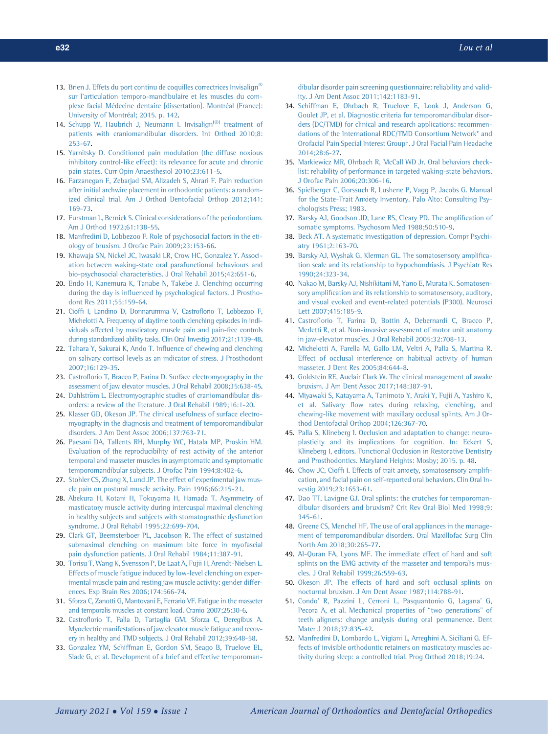13. Brien J. Effets du port continu de coquilles correctrices Invisalign® sur l'articulation temporo-mandibulaire et les muscles du complexe facial Médecine dentaire [dissertation]. Montréal (France): University of Montréal; 2015. p. 142.
14. Schupp W, Haubrich J, Neumann I. Invisalign(®) treatment of patients with craniomandibular disorders. Int Orthod 2010;8:253-67.
15. Yarnitsky D. Conditioned pain modulation (the diffuse noxious inhibitory control-like effect): its relevance for acute and chronic pain states. Curr Opin Anaesthesiol 2010;23:611-5.
16. Farzanegan F, Zebarjad SM, Alizadeh S, Ahrari F. Pain reduction after initial archwire placement in orthodontic patients: a randomized clinical trial. Am J Orthod Dentofacial Orthop 2012;141:169-73.
17. Furstman L, Bernick S. Clinical considerations of the periodontium. Am J Orthod 1972;61:138-55.
18. Manfredini D, Lobbezoo F. Role of psychosocial factors in the etiology of bruxism. J Orofac Pain 2009;23:153-66.
19. Khawaja SN, Nickel JC, Iwasaki LR, Crow HC, Gonzalez Y. Association between waking-state oral parafunctional behaviours and bio-psychosocial characteristics. J Oral Rehabil 2015;42:651-6.
20. Endo H, Kanemura K, Tanabe N, Takebe J. Clenching occurring during the day is influenced by psychological factors. J Prosthodont Res 2011;55:159-64.
21. Cioffi I, Landino D, Donnarumma V, Castroflorio T, Lobbezoo F, Michelotti A. Frequency of daytime tooth clenching episodes in individuals affected by masticatory muscle pain and pain-free controls during standardized ability tasks. Clin Oral Investig 2017;21:1139-48.
22. Tahara Y, Sakurai K, Ando T. Influence of chewing and clenching on salivary cortisol levels as an indicator of stress. J Prosthodont 2007;16:129-35.
23. Castroflorio T, Bracco P, Farina D. Surface electromyography in the assessment of jaw elevator muscles. J Oral Rehabil 2008;35:638-45.
24. Dahlström L. Electromyographic studies of craniomandibular disorders: a review of the literature. J Oral Rehabil 1989;16:1-20.
25. Klasser GD, Okeson JP. The clinical usefulness of surface electromyography in the diagnosis and treatment of temporomandibular disorders. J Am Dent Assoc 2006;137:763-71.
26. Paesani DA, Tallents RH, Murphy WC, Hatala MP, Proskin HM. Evaluation of the reproducibility of rest activity of the anterior temporal and masseter muscles in asymptomatic and symptomatic temporomandibular subjects. J Orofac Pain 1994;8:402-6.
27. Stohler CS, Zhang X, Lund JP. The effect of experimental jaw muscle pain on postural muscle activity. Pain 1996;66:215-21.
28. Abekura H, Kotani H, Tokuyama H, Hamada T. Asymmetry of masticatory muscle activity during intercuspal maximal clenching in healthy subjects and subjects with stomatognathic dysfunction syndrome. J Oral Rehabil 1995;22:699-704.
29. Clark GT, Beemsterboer PL, Jacobson R. The effect of sustained submaximal clenching on maximum bite force in myofascial pain dysfunction patients. J Oral Rehabil 1984;11:387-91.
30. Torisu T, Wang K, Svensson P, De Laat A, Fujii H, Arendt-Nielsen L. Effects of muscle fatigue induced by low-level clenching on experimental muscle pain and resting jaw muscle activity: gender differences. Exp Brain Res 2006;174:566-74.
31. Sforza C, Zanotti G, Mantovani E, Ferrario VF. Fatigue in the masseter and temporalis muscles at constant load. Cranio 2007;25:30-6.
32. Castroflorio T, Falla D, Tartaglia GM, Sforza C, Deregibus A. Myoelectric manifestations of jaw elevator muscle fatigue and recovery in healthy and TMD subjects. J Oral Rehabil 2012;39:648-58.
33. Gonzalez YM, Schiffman E, Gordon SM, Seago B, Truelove EL, Slade G, et al. Development of a brief and effective temporomandibular disorder pain screening questionnaire: reliability and validity. J Am Dent Assoc 2011;142:1183-91.
34. Schiffman E, Ohrbach R, Truelove E, Look J, Anderson G, Goulet JP, et al. Diagnostic criteria for temporomandibular disorders (DC/TMD) for clinical and research applications: recommendations of the International RDC/TMD Consortium Network* and Orofacial Pain Special Interest Group†. J Oral Facial Pain Headache 2014;28:6-27.
35. Markiewicz MR, Ohrbach R, McCall WD Jr. Oral behaviors checklist: reliability of performance in targeted waking-state behaviors. J Orofac Pain 2006;20:306-16.
36. Spielberger C, Gorssuch R, Lushene P, Vagg P, Jacobs G. Manual for the State-Trait Anxiety Inventory. Palo Alto: Consulting Psychologists Press; 1983.
37. Barsky AJ, Goodson JD, Lane RS, Cleary PD. The amplification of somatic symptoms. Psychosom Med 1988;50:510-9.
38. Beck AT. A systematic investigation of depression. Compr Psychiatry 1961;2:163-70.
39. Barsky AJ, Wyshak G, Klerman GL. The somatosensory amplification scale and its relationship to hypochondriasis. J Psychiatr Res 1990;24:323-34.
40. Nakao M, Barsky AJ, Nishikitani M, Yano E, Murata K. Somatosensory amplification and its relationship to somatosensory, auditory, and visual evoked and event-related potentials (P300). Neurosci Lett 2007;415:185-9.
41. Castroflorio T, Farina D, Bottin A, Debernardi C, Bracco P, Merletti R, et al. Non-invasive assessment of motor unit anatomy in jaw-elevator muscles. J Oral Rehabil 2005;32:708-13.
42. Michelotti A, Farella M, Gallo LM, Veltri A, Palla S, Martina R. Effect of occlusal interference on habitual activity of human masseter. J Dent Res 2005;84:644-8.
43. Goldstein RE, Auclair Clark W. The clinical management of awake bruxism. J Am Dent Assoc 2017;148:387-91.
44. Miyawaki S, Katayama A, Tanimoto Y, Araki Y, Fujii A, Yashiro K, et al. Salivary flow rates during relaxing, clenching, and chewing-like movement with maxillary occlusal splints. Am J Orthod Dentofacial Orthop 2004;126:367-70.
45. Palla S, Klineberg I. Occlusion and adaptation to change: neuroplasticity and its implications for cognition. In: Eckert S, Klineberg I, editors. Functional Occlusion in Restorative Dentistry and Prosthodontics. Maryland Heights: Mosby; 2015. p. 48.
46. Chow JC, Cioffi I. Effects of trait anxiety, somatosensory amplification, and facial pain on self-reported oral behaviors. Clin Oral Investig 2019;23:1653-61.
47. Dao TT, Lavigne GJ. Oral splints: the crutches for temporomandibular disorders and bruxism? Crit Rev Oral Biol Med 1998;9:345-61.
48. Greene CS, Menchel HF. The use of oral appliances in the management of temporomandibular disorders. Oral Maxillofac Surg Clin North Am 2018;30:265-77.
49. Al-Quran FA, Lyons MF. The immediate effect of hard and soft splints on the EMG activity of the masseter and temporalis muscles. J Oral Rehabil 1999;26:559-63.
50. Okeson JP. The effects of hard and soft occlusal splints on nocturnal bruxism. J Am Dent Assoc 1987;114:788-91.
51. Condo' R, Pazzini L, Cerroni L, Pasquantonio G, Lagana' G, Pecora A, et al. Mechanical properties of "two generations" of teeth aligners: change analysis during oral permanence. Dent Mater J 2018;37:835-42.
52. Manfredini D, Lombardo L, Vigiani L, Arreghini A, Siciliani G. Effects of invisible orthodontic retainers on masticatory muscles activity during sleep: a controlled trial. Prog Orthod 2018;19:24.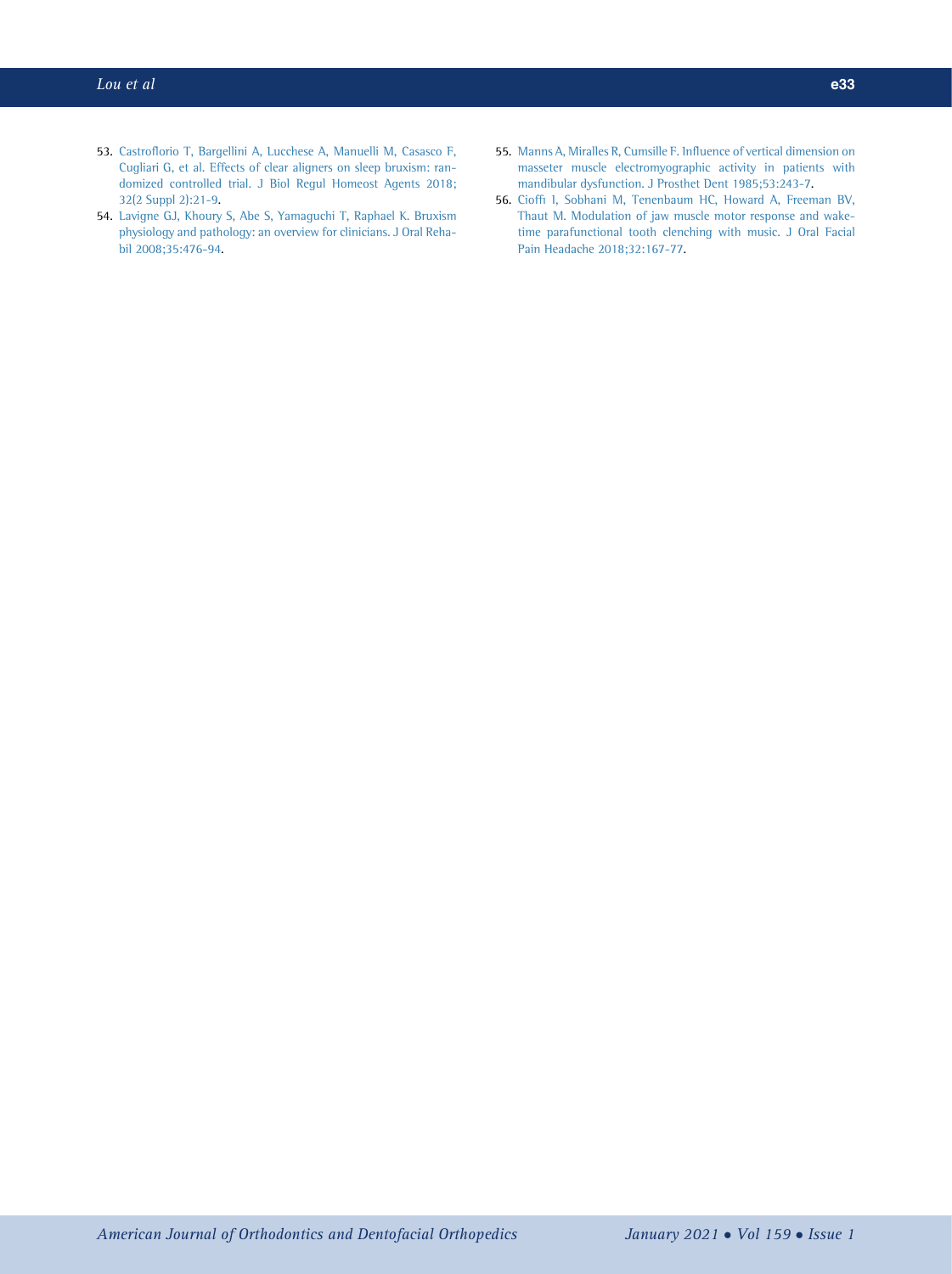53. Castroflorio T, Bargellini A, Lucchese A, Manuelli M, Casasco F, Cugliari G, et al. Effects of clear aligners on sleep bruxism: randomized controlled trial. J Biol Regul Homeost Agents 2018; 32(2 Suppl 2):21-9.
54. Lavigne GJ, Khoury S, Abe S, Yamaguchi T, Raphael K. Bruxism physiology and pathology: an overview for clinicians. J Oral Rehabil 2008;35:476-94.
55. Manns A, Miralles R, Cumsille F. Influence of vertical dimension on masseter muscle electromyographic activity in patients with mandibular dysfunction. J Prosthet Dent 1985;53:243-7.
56. Cioffi I, Sobhani M, Tenenbaum HC, Howard A, Freeman BV, Thaut M. Modulation of jaw muscle motor response and wake-time parafunctional tooth clenching with music. J Oral Facial Pain Headache 2018;32:167-77.